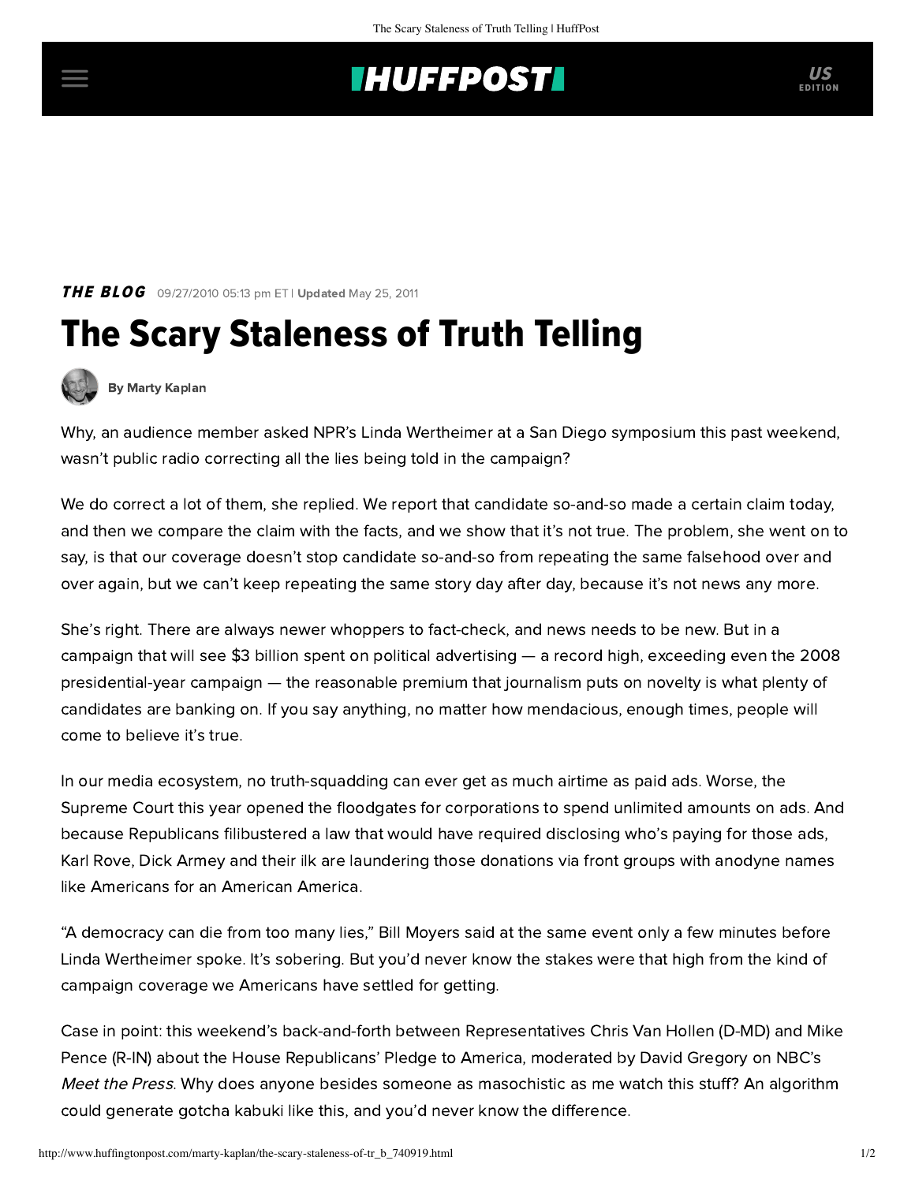**THE BLOG** 09/27/2010 05:13 pm ET | **Updated** May 25, 2011

# The Scary Staleness of Truth Telling

By Marty Kaplan

Why, an audience member asked NPR's Linda Wertheimer at a San Diego symposium this past weekend, wasn't public radio correcting all the lies being told in the campaign?

We do correct a lot of them, she replied. We report that candidate so-and-so made a certain claim today, and then we compare the claim with the facts, and we show that it's not true. The problem, she went on to say, is that our coverage doesn't stop candidate so-and-so from repeating the same falsehood over and over again, but we can't keep repeating the same story day after day, because it's not news any more.

She's right. There are always newer whoppers to fact-check, and news needs to be new. But in a campaign that will see $3 billion spent on political advertising — a record high, exceeding even the 2008 presidential-year campaign — the reasonable premium that journalism puts on novelty is what plenty of candidates are banking on. If you say anything, no matter how mendacious, enough times, people will come to believe it's true.

In our media ecosystem, no truth-squadding can ever get as much airtime as paid ads. Worse, the Supreme Court this year opened the floodgates for corporations to spend unlimited amounts on ads. And because Republicans filibustered a law that would have required disclosing who's paying for those ads, Karl Rove, Dick Armey and their ilk are laundering those donations via front groups with anodyne names like Americans for an American America.

"A democracy can die from too many lies," Bill Moyers said at the same event only a few minutes before Linda Wertheimer spoke. It's sobering. But you'd never know the stakes were that high from the kind of campaign coverage we Americans have settled for getting.

Case in point: this weekend's back-and-forth between Representatives Chris Van Hollen (D-MD) and Mike Pence (R-IN) about the House Republicans' Pledge to America, moderated by David Gregory on NBC's *Meet the Press*. Why does anyone besides someone as masochistic as me watch this stuff? An algorithm could generate gotcha kabuki like this, and you'd never know the difference.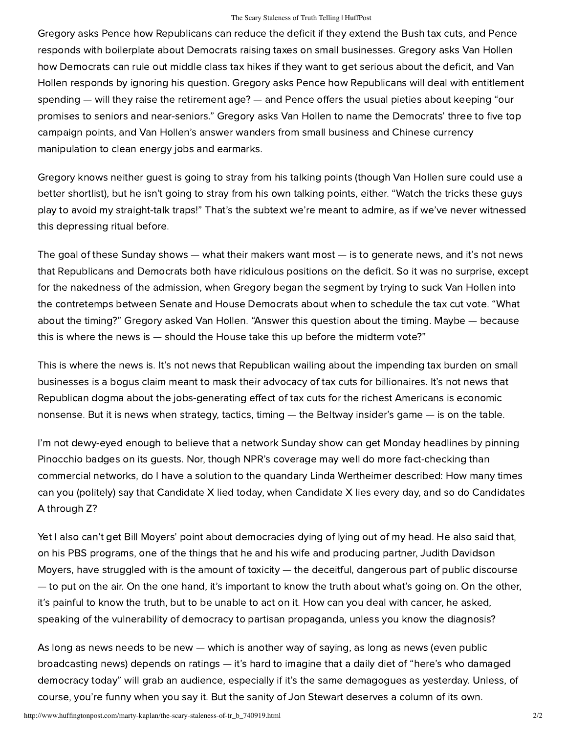Gregory asks Pence how Republicans can reduce the deficit if they extend the Bush tax cuts, and Pence responds with boilerplate about Democrats raising taxes on small businesses. Gregory asks Van Hollen how Democrats can rule out middle class tax hikes if they want to get serious about the deficit, and Van Hollen responds by ignoring his question. Gregory asks Pence how Republicans will deal with entitlement spending — will they raise the retirement age? — and Pence offers the usual pieties about keeping "our promises to seniors and near-seniors." Gregory asks Van Hollen to name the Democrats' three to five top campaign points, and Van Hollen's answer wanders from small business and Chinese currency manipulation to clean energy jobs and earmarks.

Gregory knows neither guest is going to stray from his talking points (though Van Hollen sure could use a better shortlist), but he isn't going to stray from his own talking points, either. "Watch the tricks these guys play to avoid my straight-talk traps!" That's the subtext we're meant to admire, as if we've never witnessed this depressing ritual before.

The goal of these Sunday shows — what their makers want most — is to generate news, and it's not news that Republicans and Democrats both have ridiculous positions on the deficit. So it was no surprise, except for the nakedness of the admission, when Gregory began the segment by trying to suck Van Hollen into the contretemps between Senate and House Democrats about when to schedule the tax cut vote. "What about the timing?" Gregory asked Van Hollen. "Answer this question about the timing. Maybe — because this is where the news is — should the House take this up before the midterm vote?"

This is where the news is. It's not news that Republican wailing about the impending tax burden on small businesses is a bogus claim meant to mask their advocacy of tax cuts for billionaires. It's not news that Republican dogma about the jobs-generating effect of tax cuts for the richest Americans is economic nonsense. But it is news when strategy, tactics, timing — the Beltway insider's game — is on the table.

I'm not dewy-eyed enough to believe that a network Sunday show can get Monday headlines by pinning Pinocchio badges on its guests. Nor, though NPR's coverage may well do more fact-checking than commercial networks, do I have a solution to the quandary Linda Wertheimer described: How many times can you (politely) say that Candidate X lied today, when Candidate X lies every day, and so do Candidates A through Z?

Yet I also can't get Bill Moyers' point about democracies dying of lying out of my head. He also said that, on his PBS programs, one of the things that he and his wife and producing partner, Judith Davidson Moyers, have struggled with is the amount of toxicity — the deceitful, dangerous part of public discourse — to put on the air. On the one hand, it's important to know the truth about what's going on. On the other, it's painful to know the truth, but to be unable to act on it. How can you deal with cancer, he asked, speaking of the vulnerability of democracy to partisan propaganda, unless you know the diagnosis?

As long as news needs to be new — which is another way of saying, as long as news (even public broadcasting news) depends on ratings — it's hard to imagine that a daily diet of "here's who damaged democracy today" will grab an audience, especially if it's the same demagogues as yesterday. Unless, of course, you're funny when you say it. But the sanity of Jon Stewart deserves a column of its own.